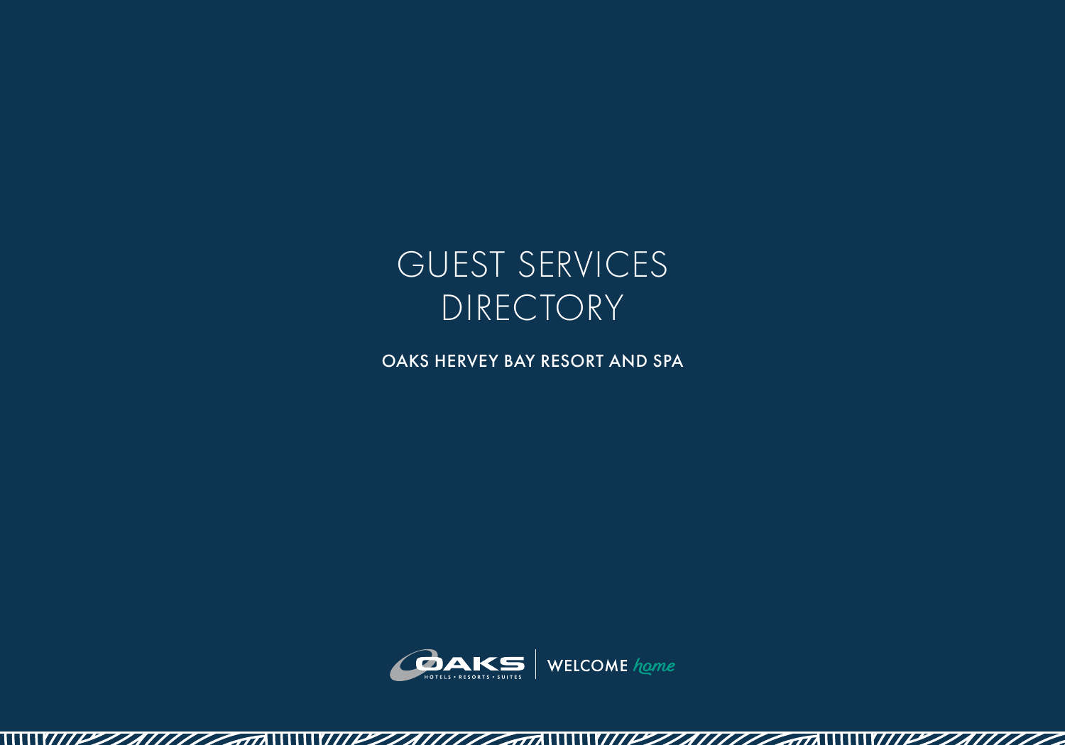# GUEST SERVICES DIRECTORY

## OAKS HERVEY BAY RESORT AND SPA

OAKS HOTELS • RESORTS • SUITES | WELCOME *home*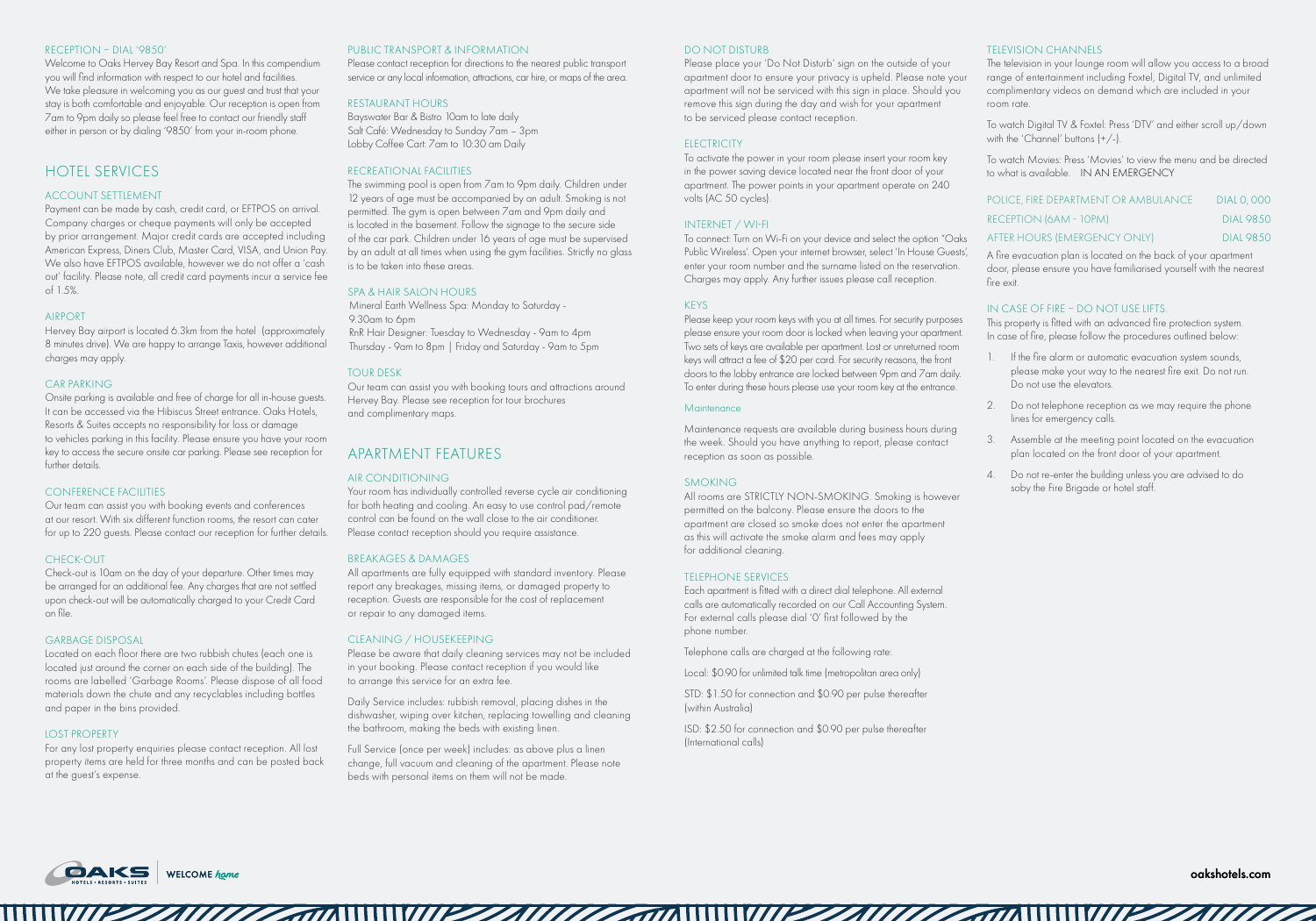### RECEPTION – DIAL '9850'

Welcome to Oaks Hervey Bay Resort and Spa. In this compendium you will find information with respect to our hotel and facilities. We take pleasure in welcoming you as our guest and trust that your stay is both comfortable and enjoyable. Our reception is open from 7am to 9pm daily so please feel free to contact our friendly staff either in person or by dialing '9850' from your in-room phone.

## HOTEL SERVICES

### ACCOUNT SETTLEMENT

Payment can be made by cash, credit card, or EFTPOS on arrival. Company charges or cheque payments will only be accepted by prior arrangement. Major credit cards are accepted including American Express, Diners Club, Master Card, VISA, and Union Pay. We also have EFTPOS available, however we do not offer a 'cash out' facility. Please note, all credit card payments incur a service fee of 1.5%.

### AIRPORT

Hervey Bay airport is located 6.3km from the hotel (approximately 8 minutes drive). We are happy to arrange Taxis, however additional charges may apply.

### CAR PARKING

Onsite parking is available and free of charge for all in-house guests. It can be accessed via the Hibiscus Street entrance. Oaks Hotels, Resorts & Suites accepts no responsibility for loss or damage to vehicles parking in this facility. Please ensure you have your room key to access the secure onsite car parking. Please see reception for further details.

### CONFERENCE FACILITIES

Our team can assist you with booking events and conferences at our resort. With six different function rooms, the resort can cater for up to 220 guests. Please contact our reception for further details.

### CHECK-OUT

Check-out is 10am on the day of your departure. Other times may be arranged for an additional fee. Any charges that are not settled upon check-out will be automatically charged to your Credit Card on file.

### GARBAGE DISPOSAL

Located on each floor there are two rubbish chutes (each one is located just around the corner on each side of the building). The rooms are labelled 'Garbage Rooms'. Please dispose of all food materials down the chute and any recyclables including bottles and paper in the bins provided.

### LOST PROPERTY

For any lost property enquiries please contact reception. All lost property items are held for three months and can be posted back at the guest's expense.

### PUBLIC TRANSPORT & INFORMATION

Please contact reception for directions to the nearest public transport service or any local information, attractions, car hire, or maps of the area.

### RESTAURANT HOURS

Bayswater Bar & Bistro 10am to late daily
Salt Café: Wednesday to Sunday 7am – 3pm
Lobby Coffee Cart: 7am to 10:30 am Daily

### RECREATIONAL FACILITIES

The swimming pool is open from 7am to 9pm daily. Children under 12 years of age must be accompanied by an adult. Smoking is not permitted. The gym is open between 7am and 9pm daily and is located in the basement. Follow the signage to the secure side of the car park. Children under 16 years of age must be supervised by an adult at all times when using the gym facilities. Strictly no glass is to be taken into these areas.

### SPA & HAIR SALON HOURS

Mineral Earth Wellness Spa: Monday to Saturday - 9.30am to 6pm
RnR Hair Designer: Tuesday to Wednesday - 9am to 4pm
Thursday - 9am to 8pm | Friday and Saturday - 9am to 5pm

### TOUR DESK

Our team can assist you with booking tours and attractions around Hervey Bay. Please see reception for tour brochures and complimentary maps.

## APARTMENT FEATURES

### AIR CONDITIONING

Your room has individually controlled reverse cycle air conditioning for both heating and cooling. An easy to use control pad/remote control can be found on the wall close to the air conditioner. Please contact reception should you require assistance.

### BREAKAGES & DAMAGES

All apartments are fully equipped with standard inventory. Please report any breakages, missing items, or damaged property to reception. Guests are responsible for the cost of replacement or repair to any damaged items.

### CLEANING / HOUSEKEEPING

Please be aware that daily cleaning services may not be included in your booking. Please contact reception if you would like to arrange this service for an extra fee.

Daily Service includes: rubbish removal, placing dishes in the dishwasher, wiping over kitchen, replacing towelling and cleaning the bathroom, making the beds with existing linen.

Full Service (once per week) includes: as above plus a linen change, full vacuum and cleaning of the apartment. Please note beds with personal items on them will not be made.

### DO NOT DISTURB

Please place your 'Do Not Disturb' sign on the outside of your apartment door to ensure your privacy is upheld. Please note your apartment will not be serviced with this sign in place. Should you remove this sign during the day and wish for your apartment to be serviced please contact reception.

### ELECTRICITY

To activate the power in your room please insert your room key in the power saving device located near the front door of your apartment. The power points in your apartment operate on 240 volts (AC 50 cycles).

### INTERNET / WI-FI

To connect: Turn on Wi-Fi on your device and select the option "Oaks Public Wireless'. Open your internet browser, select 'In House Guests', enter your room number and the surname listed on the reservation. Charges may apply. Any further issues please call reception.

### KEYS

Please keep your room keys with you at all times. For security purposes please ensure your room door is locked when leaving your apartment. Two sets of keys are available per apartment. Lost or unreturned room keys will attract a fee of $20 per card. For security reasons, the front doors to the lobby entrance are locked between 9pm and 7am daily. To enter during these hours please use your room key at the entrance.

### Maintenance

Maintenance requests are available during business hours during the week. Should you have anything to report, please contact reception as soon as possible.

### SMOKING

All rooms are STRICTLY NON-SMOKING. Smoking is however permitted on the balcony. Please ensure the doors to the apartment are closed so smoke does not enter the apartment as this will activate the smoke alarm and fees may apply for additional cleaning.

### TELEPHONE SERVICES

Each apartment is fitted with a direct dial telephone. All external calls are automatically recorded on our Call Accounting System. For external calls please dial '0' first followed by the phone number.

Telephone calls are charged at the following rate:

Local: $0.90 for unlimited talk time (metropolitan area only)

STD: $1.50 for connection and $0.90 per pulse thereafter (within Australia)

ISD: $2.50 for connection and $0.90 per pulse thereafter (International calls)

### TELEVISION CHANNELS

The television in your lounge room will allow you access to a broad range of entertainment including Foxtel, Digital TV, and unlimited complimentary videos on demand which are included in your room rate.

To watch Digital TV & Foxtel: Press 'DTV' and either scroll up/down with the 'Channel' buttons (+/-).

To watch Movies: Press 'Movies' to view the menu and be directed to what is available.

### IN AN EMERGENCY

| | |
|---|---|
| POLICE, FIRE DEPARTMENT OR AMBULANCE | DIAL 0, 000 |
| RECEPTION (6AM - 10PM) | DIAL 9850 |
| AFTER HOURS (EMERGENCY ONLY) | DIAL 9850 |

A fire evacuation plan is located on the back of your apartment door, please ensure you have familiarised yourself with the nearest fire exit.

### IN CASE OF FIRE – DO NOT USE LIFTS.

This property is fitted with an advanced fire protection system. In case of fire, please follow the procedures outlined below:

1. If the fire alarm or automatic evacuation system sounds, please make your way to the nearest fire exit. Do not run. Do not use the elevators.
2. Do not telephone reception as we may require the phone lines for emergency calls.
3. Assemble at the meeting point located on the evacuation plan located on the front door of your apartment.
4. Do not re-enter the building unless you are advised to do soby the Fire Brigade or hotel staff.

OAKS HOTELS • RESORTS • SUITES | WELCOME *home*

oakshotels.com